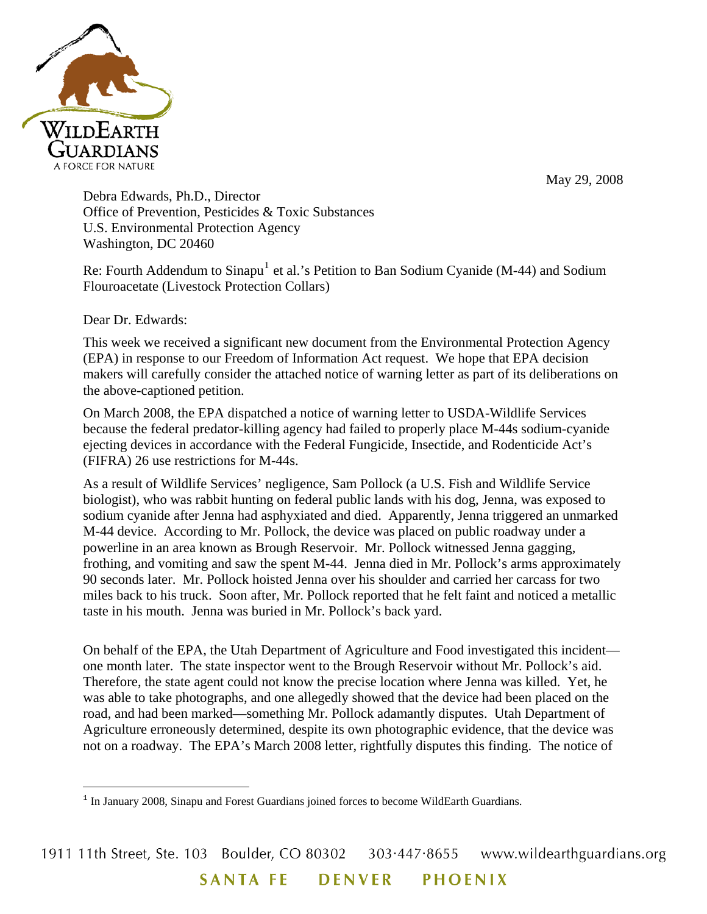WildEarth Guardians

A FORCE FOR NATURE

May 29, 2008

Debra Edwards, Ph.D., Director
Office of Prevention, Pesticides & Toxic Substances
U.S. Environmental Protection Agency
Washington, DC 20460

Re: Fourth Addendum to Sinapu[1] et al.'s Petition to Ban Sodium Cyanide (M-44) and Sodium Flouroacetate (Livestock Protection Collars)

Dear Dr. Edwards:

This week we received a significant new document from the Environmental Protection Agency (EPA) in response to our Freedom of Information Act request. We hope that EPA decision makers will carefully consider the attached notice of warning letter as part of its deliberations on the above-captioned petition.

On March 2008, the EPA dispatched a notice of warning letter to USDA-Wildlife Services because the federal predator-killing agency had failed to properly place M-44s sodium-cyanide ejecting devices in accordance with the Federal Fungicide, Insectide, and Rodenticide Act's (FIFRA) 26 use restrictions for M-44s.

As a result of Wildlife Services' negligence, Sam Pollock (a U.S. Fish and Wildlife Service biologist), who was rabbit hunting on federal public lands with his dog, Jenna, was exposed to sodium cyanide after Jenna had asphyxiated and died. Apparently, Jenna triggered an unmarked M-44 device. According to Mr. Pollock, the device was placed on public roadway under a powerline in an area known as Brough Reservoir. Mr. Pollock witnessed Jenna gagging, frothing, and vomiting and saw the spent M-44. Jenna died in Mr. Pollock's arms approximately 90 seconds later. Mr. Pollock hoisted Jenna over his shoulder and carried her carcass for two miles back to his truck. Soon after, Mr. Pollock reported that he felt faint and noticed a metallic taste in his mouth. Jenna was buried in Mr. Pollock's back yard.

On behalf of the EPA, the Utah Department of Agriculture and Food investigated this incident—one month later. The state inspector went to the Brough Reservoir without Mr. Pollock's aid. Therefore, the state agent could not know the precise location where Jenna was killed. Yet, he was able to take photographs, and one allegedly showed that the device had been placed on the road, and had been marked—something Mr. Pollock adamantly disputes. Utah Department of Agriculture erroneously determined, despite its own photographic evidence, that the device was not on a roadway. The EPA's March 2008 letter, rightfully disputes this finding. The notice of

[1] In January 2008, Sinapu and Forest Guardians joined forces to become WildEarth Guardians.

1911 11th Street, Ste. 103 Boulder, CO 80302 303·447·8655 www.wildearthguardians.org

SANTA FE DENVER PHOENIX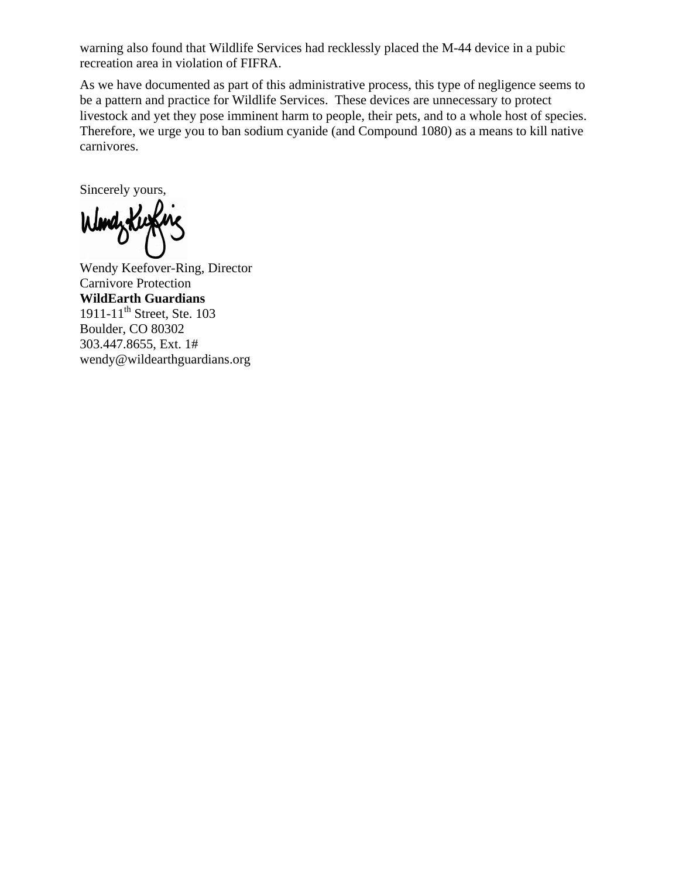warning also found that Wildlife Services had recklessly placed the M-44 device in a pubic recreation area in violation of FIFRA.

As we have documented as part of this administrative process, this type of negligence seems to be a pattern and practice for Wildlife Services. These devices are unnecessary to protect livestock and yet they pose imminent harm to people, their pets, and to a whole host of species. Therefore, we urge you to ban sodium cyanide (and Compound 1080) as a means to kill native carnivores.

Sincerely yours,

Wendy Keefover-Ring, Director
Carnivore Protection
**WildEarth Guardians**
1911-11th Street, Ste. 103
Boulder, CO 80302
303.447.8655, Ext. 1#
wendy@wildearthguardians.org